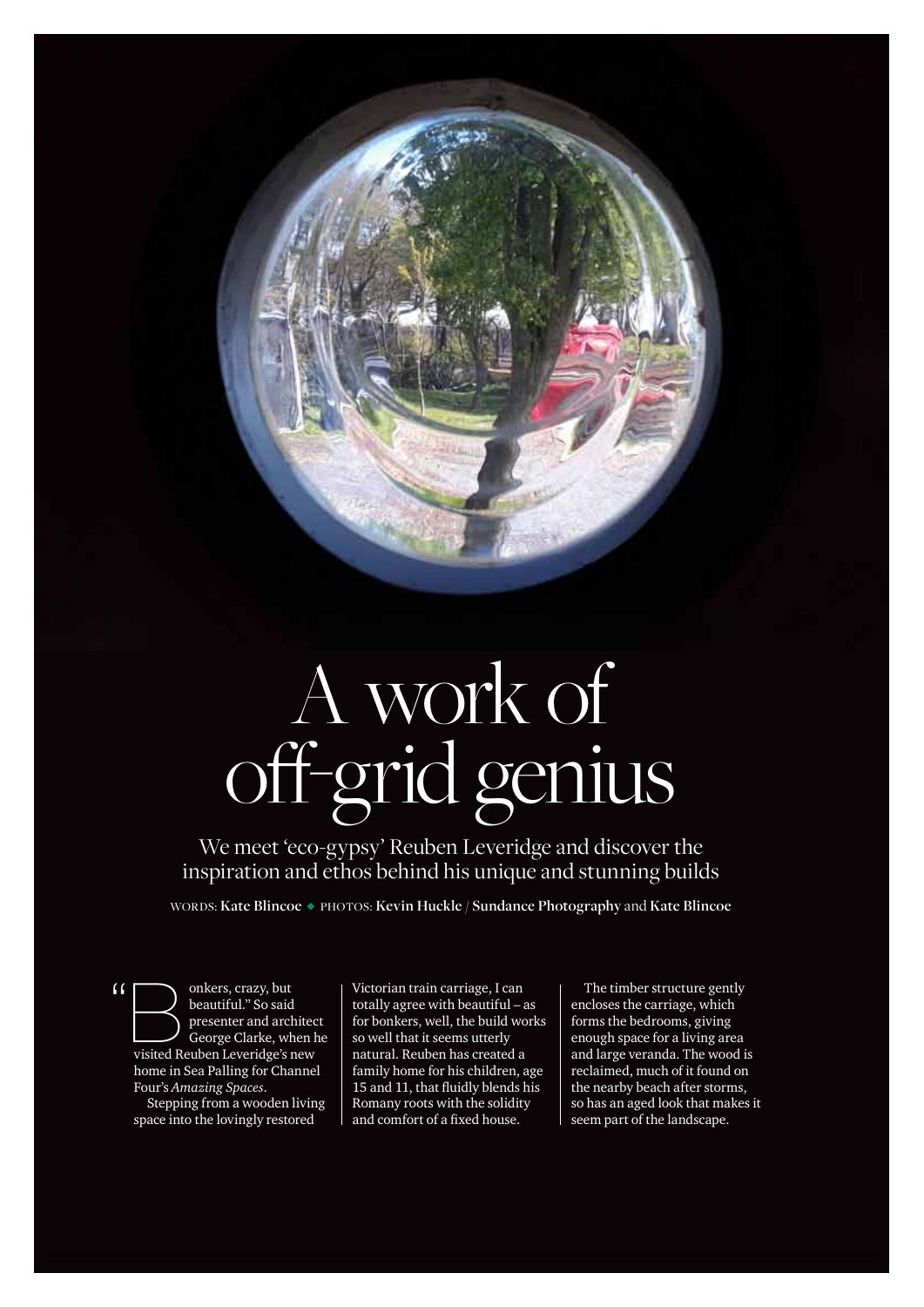# A work of off-grid genius

We meet 'eco-gypsy' Reuben Leveridge and discover the inspiration and ethos behind his unique and stunning builds

WORDS: **Kate Blincoe** ◆ PHOTOS: **Kevin Huckle / Sundance Photography** and **Kate Blincoe**

"Bonkers, crazy, but beautiful." So said presenter and architect George Clarke, when he visited Reuben Leveridge's new home in Sea Palling for Channel Four's *Amazing Spaces*.

Stepping from a wooden living space into the lovingly restored Victorian train carriage, I can totally agree with beautiful – as for bonkers, well, the build works so well that it seems utterly natural. Reuben has created a family home for his children, age 15 and 11, that fluidly blends his Romany roots with the solidity and comfort of a fixed house.

The timber structure gently encloses the carriage, which forms the bedrooms, giving enough space for a living area and large veranda. The wood is reclaimed, much of it found on the nearby beach after storms, so has an aged look that makes it seem part of the landscape.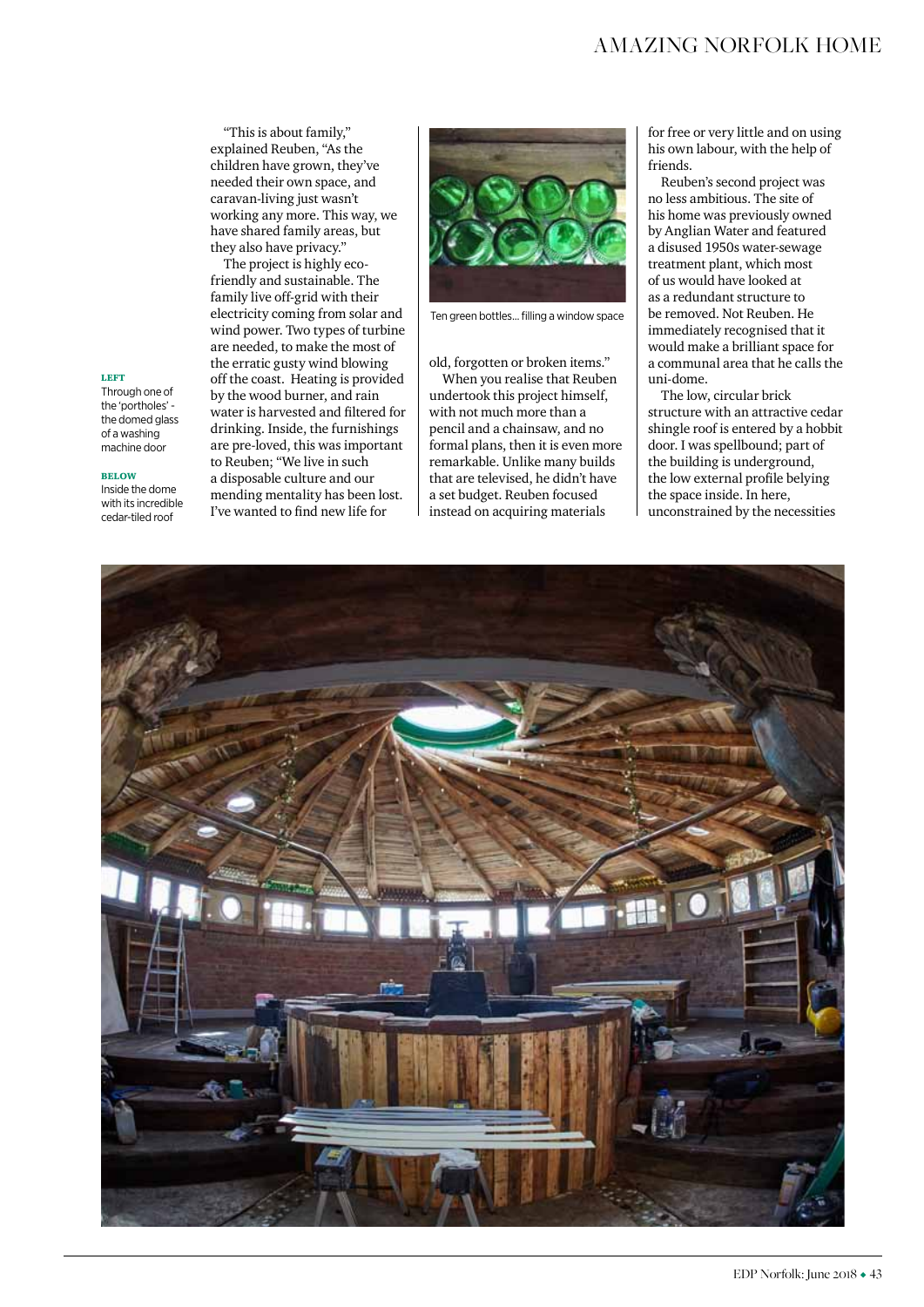"This is about family," explained Reuben, "As the children have grown, they've needed their own space, and caravan-living just wasn't working any more. This way, we have shared family areas, but they also have privacy."

The project is highly eco-friendly and sustainable. The family live off-grid with their electricity coming from solar and wind power. Two types of turbine are needed, to make the most of the erratic gusty wind blowing off the coast. Heating is provided by the wood burner, and rain water is harvested and filtered for drinking. Inside, the furnishings are pre-loved, this was important to Reuben; "We live in such a disposable culture and our mending mentality has been lost. I've wanted to find new life for old, forgotten or broken items."

Ten green bottles... filling a window space

When you realise that Reuben undertook this project himself, with not much more than a pencil and a chainsaw, and no formal plans, then it is even more remarkable. Unlike many builds that are televised, he didn't have a set budget. Reuben focused instead on acquiring materials for free or very little and on using his own labour, with the help of friends.

Reuben's second project was no less ambitious. The site of his home was previously owned by Anglian Water and featured a disused 1950s water-sewage treatment plant, which most of us would have looked at as a redundant structure to be removed. Not Reuben. He immediately recognised that it would make a brilliant space for a communal area that he calls the uni-dome.

The low, circular brick structure with an attractive cedar shingle roof is entered by a hobbit door. I was spellbound; part of the building is underground, the low external profile belying the space inside. In here, unconstrained by the necessities

**LEFT**
Through one of the 'portholes' - the domed glass of a washing machine door

**BELOW**
Inside the dome with its incredible cedar-tiled roof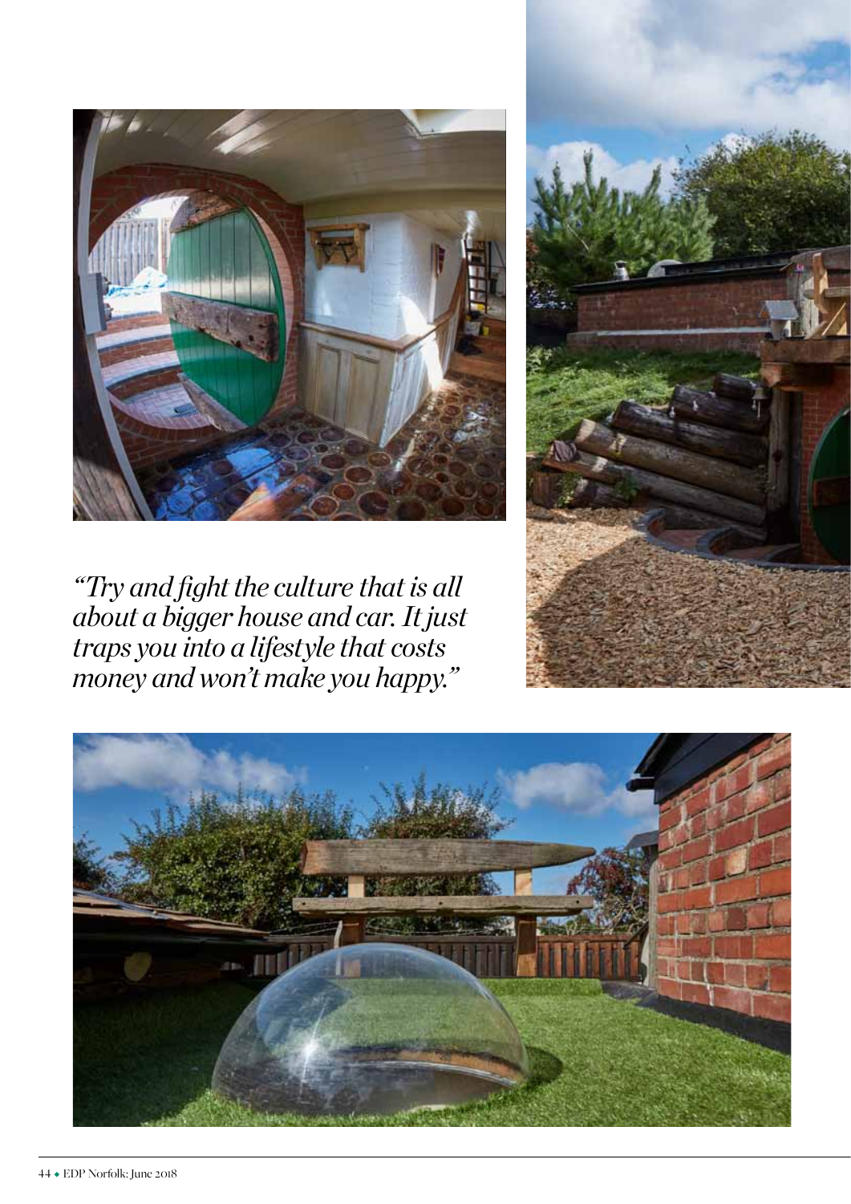*"Try and fight the culture that is all about a bigger house and car. It just traps you into a lifestyle that costs money and won't make you happy."*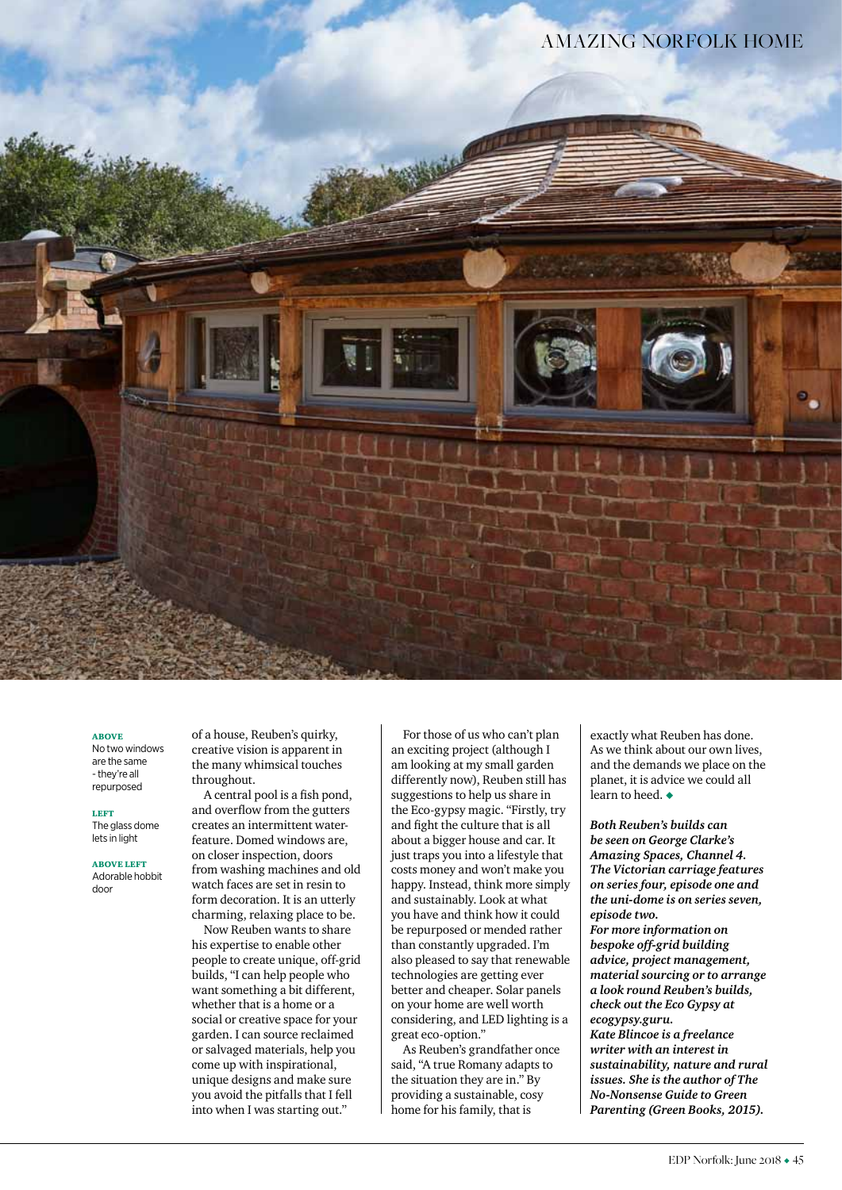**ABOVE**
No two windows are the same - they're all repurposed

**LEFT**
The glass dome lets in light

**ABOVE LEFT**
Adorable hobbit door

of a house, Reuben's quirky, creative vision is apparent in the many whimsical touches throughout.

A central pool is a fish pond, and overflow from the gutters creates an intermittent water-feature. Domed windows are, on closer inspection, doors from washing machines and old watch faces are set in resin to form decoration. It is an utterly charming, relaxing place to be.

Now Reuben wants to share his expertise to enable other people to create unique, off-grid builds, "I can help people who want something a bit different, whether that is a home or a social or creative space for your garden. I can source reclaimed or salvaged materials, help you come up with inspirational, unique designs and make sure you avoid the pitfalls that I fell into when I was starting out."

For those of us who can't plan an exciting project (although I am looking at my small garden differently now), Reuben still has suggestions to help us share in the Eco-gypsy magic. "Firstly, try and fight the culture that is all about a bigger house and car. It just traps you into a lifestyle that costs money and won't make you happy. Instead, think more simply and sustainably. Look at what you have and think how it could be repurposed or mended rather than constantly upgraded. I'm also pleased to say that renewable technologies are getting ever better and cheaper. Solar panels on your home are well worth considering, and LED lighting is a great eco-option."

As Reuben's grandfather once said, "A true Romany adapts to the situation they are in." By providing a sustainable, cosy home for his family, that is exactly what Reuben has done. As we think about our own lives, and the demands we place on the planet, it is advice we could all learn to heed. ◆

***Both Reuben's builds can be seen on George Clarke's Amazing Spaces, Channel 4. The Victorian carriage features on series four, episode one and the uni-dome is on series seven, episode two.***

***For more information on bespoke off-grid building advice, project management, material sourcing or to arrange a look round Reuben's builds, check out the Eco Gypsy at ecogypsy.guru.***

***Kate Blincoe is a freelance writer with an interest in sustainability, nature and rural issues. She is the author of The No-Nonsense Guide to Green Parenting (Green Books, 2015).***